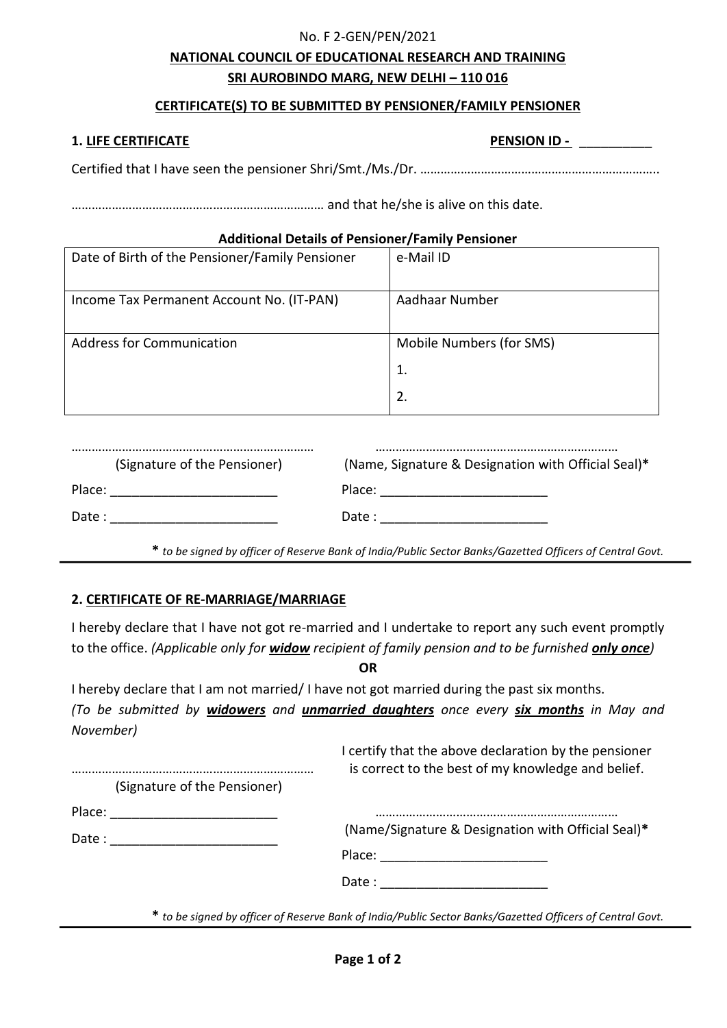No. F 2-GEN/PEN/2021

**NATIONAL COUNCIL OF EDUCATIONAL RESEARCH AND TRAINING**

**SRI AUROBINDO MARG, NEW DELHI – 110 016**

**CERTIFICATE(S) TO BE SUBMITTED BY PENSIONER/FAMILY PENSIONER**

**1. LIFE CERTIFICATE** **PENSION ID -** __________

Certified that I have seen the pensioner Shri/Smt./Ms./Dr. …………………………………………………………….

………………………………………………………………… and that he/she is alive on this date.

**Additional Details of Pensioner/Family Pensioner**

| Date of Birth of the Pensioner/Family Pensioner | e-Mail ID |
|---|---|
| Income Tax Permanent Account No. (IT-PAN) | Aadhaar Number |
| Address for Communication | Mobile Numbers (for SMS)<br>1.<br>2. |

……………………………………………………………… (Signature of the Pensioner)

Place: _______________________

Date : _______________________

……………………………………………………………… (Name, Signature & Designation with Official Seal)*

Place: _______________________

Date : _______________________

**\*** *to be signed by officer of Reserve Bank of India/Public Sector Banks/Gazetted Officers of Central Govt.*

---

**2. CERTIFICATE OF RE-MARRIAGE/MARRIAGE**

I hereby declare that I have not got re-married and I undertake to report any such event promptly to the office. *(Applicable only for* ***widow*** *recipient of family pension and to be furnished* ***only once****)*

**OR**

I hereby declare that I am not married/ I have not got married during the past six months.
*(To be submitted by* ***widowers*** *and* ***unmarried daughters*** *once every* ***six months*** *in May and November)*

……………………………………………………………… (Signature of the Pensioner)

Place: _______________________

Date : _______________________

I certify that the above declaration by the pensioner is correct to the best of my knowledge and belief.

……………………………………………………………… (Name/Signature & Designation with Official Seal)*

Place: _______________________

Date : _______________________

**\*** *to be signed by officer of Reserve Bank of India/Public Sector Banks/Gazetted Officers of Central Govt.*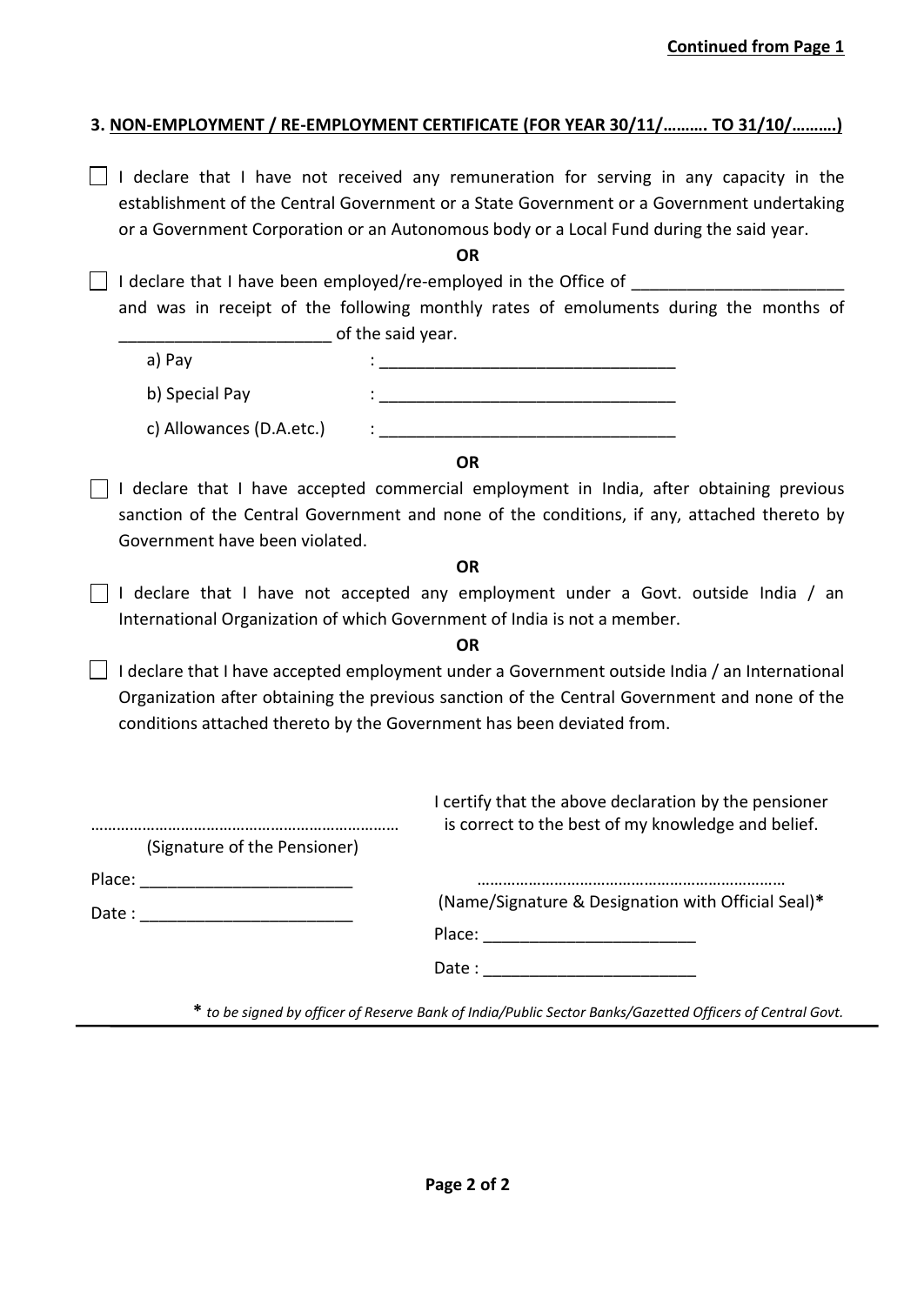**Continued from Page 1**

### 3. NON-EMPLOYMENT / RE-EMPLOYMENT CERTIFICATE (FOR YEAR 30/11/………. TO 31/10/……….)

☐ I declare that I have not received any remuneration for serving in any capacity in the establishment of the Central Government or a State Government or a Government undertaking or a Government Corporation or an Autonomous body or a Local Fund during the said year.

**OR**

☐ I declare that I have been employed/re-employed in the Office of _______________________ and was in receipt of the following monthly rates of emoluments during the months of _______________________ of the said year.

a) Pay : ________________________________

b) Special Pay : ________________________________

c) Allowances (D.A.etc.) : ________________________________

**OR**

☐ I declare that I have accepted commercial employment in India, after obtaining previous sanction of the Central Government and none of the conditions, if any, attached thereto by Government have been violated.

**OR**

☐ I declare that I have not accepted any employment under a Govt. outside India / an International Organization of which Government of India is not a member.

**OR**

☐ I declare that I have accepted employment under a Government outside India / an International Organization after obtaining the previous sanction of the Central Government and none of the conditions attached thereto by the Government has been deviated from.

………………………………………………………………
(Signature of the Pensioner)

Place: _______________________

Date : _______________________

I certify that the above declaration by the pensioner is correct to the best of my knowledge and belief.

………………………………………………………………
(Name/Signature & Designation with Official Seal)*

Place: _______________________

Date : _______________________

\* *to be signed by officer of Reserve Bank of India/Public Sector Banks/Gazetted Officers of Central Govt.*